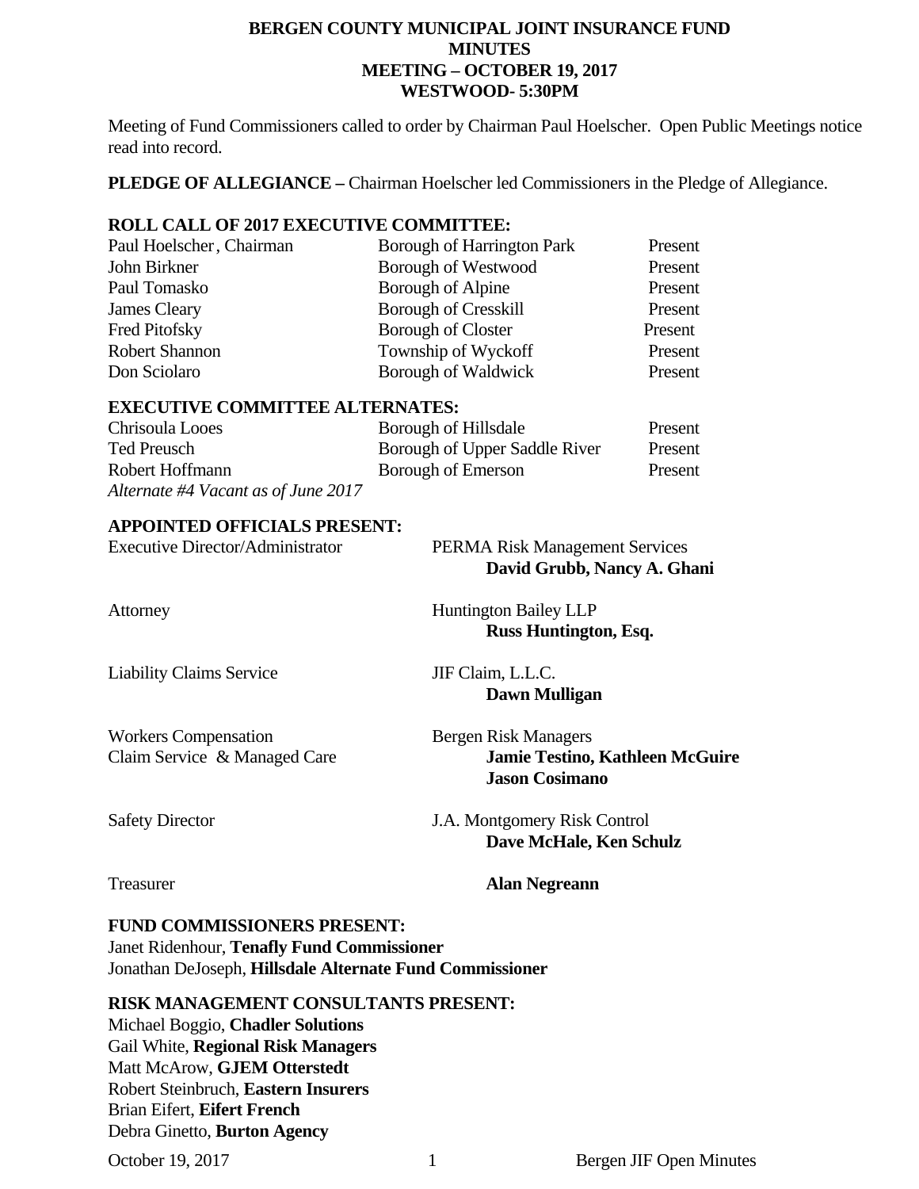# BERGEN COUNTY MUNICIPAL JOINT INSURANCE FUND
## MINUTES
## MEETING – OCTOBER 19, 2017
## WESTWOOD- 5:30PM

Meeting of Fund Commissioners called to order by Chairman Paul Hoelscher. Open Public Meetings notice read into record.

**PLEDGE OF ALLEGIANCE –** Chairman Hoelscher led Commissioners in the Pledge of Allegiance.

**ROLL CALL OF 2017 EXECUTIVE COMMITTEE:**

| | | |
|---|---|---|
| Paul Hoelscher, Chairman | Borough of Harrington Park | Present |
| John Birkner | Borough of Westwood | Present |
| Paul Tomasko | Borough of Alpine | Present |
| James Cleary | Borough of Cresskill | Present |
| Fred Pitofsky | Borough of Closter | Present |
| Robert Shannon | Township of Wyckoff | Present |
| Don Sciolaro | Borough of Waldwick | Present |

**EXECUTIVE COMMITTEE ALTERNATES:**

| | | |
|---|---|---|
| Chrisoula Looes | Borough of Hillsdale | Present |
| Ted Preusch | Borough of Upper Saddle River | Present |
| Robert Hoffmann | Borough of Emerson | Present |

*Alternate #4 Vacant as of June 2017*

**APPOINTED OFFICIALS PRESENT:**

| | |
|---|---|
| Executive Director/Administrator | PERMA Risk Management Services<br>**David Grubb, Nancy A. Ghani** |
| Attorney | Huntington Bailey LLP<br>**Russ Huntington, Esq.** |
| Liability Claims Service | JIF Claim, L.L.C.<br>**Dawn Mulligan** |
| Workers Compensation Claim Service & Managed Care | Bergen Risk Managers<br>**Jamie Testino, Kathleen McGuire**<br>**Jason Cosimano** |
| Safety Director | J.A. Montgomery Risk Control<br>**Dave McHale, Ken Schulz** |
| Treasurer | **Alan Negreann** |

**FUND COMMISSIONERS PRESENT:**
Janet Ridenhour, **Tenafly Fund Commissioner**
Jonathan DeJoseph, **Hillsdale Alternate Fund Commissioner**

**RISK MANAGEMENT CONSULTANTS PRESENT:**
Michael Boggio, **Chadler Solutions**
Gail White, **Regional Risk Managers**
Matt McArow, **GJEM Otterstedt**
Robert Steinbruch, **Eastern Insurers**
Brian Eifert, **Eifert French**
Debra Ginetto, **Burton Agency**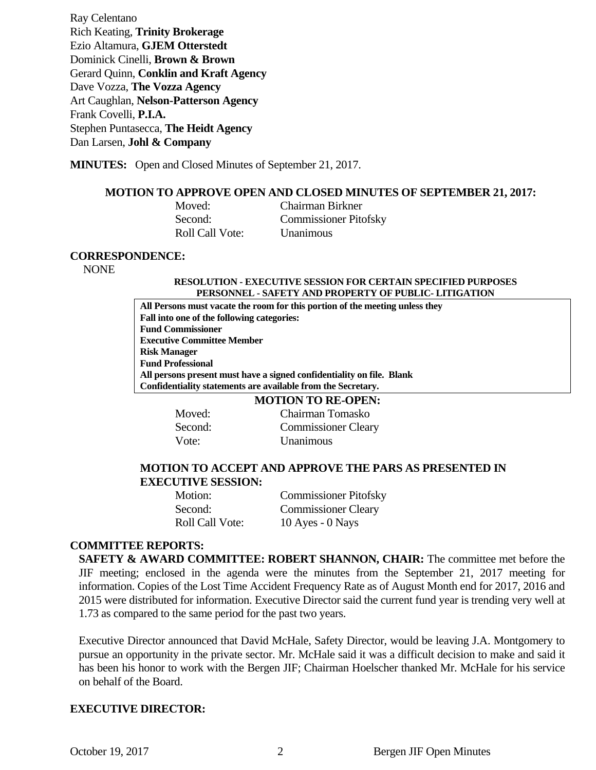Ray Celentano
Rich Keating, **Trinity Brokerage**
Ezio Altamura, **GJEM Otterstedt**
Dominick Cinelli, **Brown & Brown**
Gerard Quinn, **Conklin and Kraft Agency**
Dave Vozza, **The Vozza Agency**
Art Caughlan, **Nelson-Patterson Agency**
Frank Covelli, **P.I.A.**
Stephen Puntasecca, **The Heidt Agency**
Dan Larsen, **Johl & Company**

**MINUTES:** Open and Closed Minutes of September 21, 2017.

**MOTION TO APPROVE OPEN AND CLOSED MINUTES OF SEPTEMBER 21, 2017:**

| | |
|---|---|
| Moved: | Chairman Birkner |
| Second: | Commissioner Pitofsky |
| Roll Call Vote: | Unanimous |

**CORRESPONDENCE:**
NONE

**RESOLUTION - EXECUTIVE SESSION FOR CERTAIN SPECIFIED PURPOSES PERSONNEL - SAFETY AND PROPERTY OF PUBLIC- LITIGATION**

**All Persons must vacate the room for this portion of the meeting unless they Fall into one of the following categories:**
**Fund Commissioner**
**Executive Committee Member**
**Risk Manager**
**Fund Professional**
**All persons present must have a signed confidentiality on file. Blank Confidentiality statements are available from the Secretary.**

**MOTION TO RE-OPEN:**

| | |
|---|---|
| Moved: | Chairman Tomasko |
| Second: | Commissioner Cleary |
| Vote: | Unanimous |

**MOTION TO ACCEPT AND APPROVE THE PARS AS PRESENTED IN EXECUTIVE SESSION:**

| | |
|---|---|
| Motion: | Commissioner Pitofsky |
| Second: | Commissioner Cleary |
| Roll Call Vote: | 10 Ayes - 0 Nays |

**COMMITTEE REPORTS:**

**SAFETY & AWARD COMMITTEE: ROBERT SHANNON, CHAIR:** The committee met before the JIF meeting; enclosed in the agenda were the minutes from the September 21, 2017 meeting for information. Copies of the Lost Time Accident Frequency Rate as of August Month end for 2017, 2016 and 2015 were distributed for information. Executive Director said the current fund year is trending very well at 1.73 as compared to the same period for the past two years.

Executive Director announced that David McHale, Safety Director, would be leaving J.A. Montgomery to pursue an opportunity in the private sector. Mr. McHale said it was a difficult decision to make and said it has been his honor to work with the Bergen JIF; Chairman Hoelscher thanked Mr. McHale for his service on behalf of the Board.

**EXECUTIVE DIRECTOR:**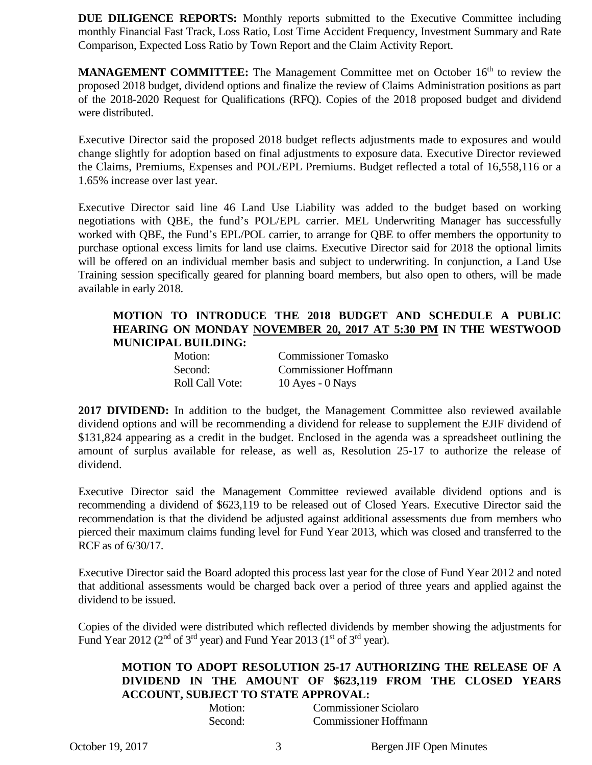**DUE DILIGENCE REPORTS:** Monthly reports submitted to the Executive Committee including monthly Financial Fast Track, Loss Ratio, Lost Time Accident Frequency, Investment Summary and Rate Comparison, Expected Loss Ratio by Town Report and the Claim Activity Report.

**MANAGEMENT COMMITTEE:** The Management Committee met on October 16th to review the proposed 2018 budget, dividend options and finalize the review of Claims Administration positions as part of the 2018-2020 Request for Qualifications (RFQ). Copies of the 2018 proposed budget and dividend were distributed.

Executive Director said the proposed 2018 budget reflects adjustments made to exposures and would change slightly for adoption based on final adjustments to exposure data. Executive Director reviewed the Claims, Premiums, Expenses and POL/EPL Premiums. Budget reflected a total of 16,558,116 or a 1.65% increase over last year.

Executive Director said line 46 Land Use Liability was added to the budget based on working negotiations with QBE, the fund's POL/EPL carrier. MEL Underwriting Manager has successfully worked with QBE, the Fund's EPL/POL carrier, to arrange for QBE to offer members the opportunity to purchase optional excess limits for land use claims. Executive Director said for 2018 the optional limits will be offered on an individual member basis and subject to underwriting. In conjunction, a Land Use Training session specifically geared for planning board members, but also open to others, will be made available in early 2018.

**MOTION TO INTRODUCE THE 2018 BUDGET AND SCHEDULE A PUBLIC HEARING ON MONDAY <u>NOVEMBER 20, 2017 AT 5:30 PM</u> IN THE WESTWOOD MUNICIPAL BUILDING:**

Motion: Commissioner Tomasko
Second: Commissioner Hoffmann
Roll Call Vote: 10 Ayes - 0 Nays

**2017 DIVIDEND:** In addition to the budget, the Management Committee also reviewed available dividend options and will be recommending a dividend for release to supplement the EJIF dividend of $131,824 appearing as a credit in the budget. Enclosed in the agenda was a spreadsheet outlining the amount of surplus available for release, as well as, Resolution 25-17 to authorize the release of dividend.

Executive Director said the Management Committee reviewed available dividend options and is recommending a dividend of $623,119 to be released out of Closed Years. Executive Director said the recommendation is that the dividend be adjusted against additional assessments due from members who pierced their maximum claims funding level for Fund Year 2013, which was closed and transferred to the RCF as of 6/30/17.

Executive Director said the Board adopted this process last year for the close of Fund Year 2012 and noted that additional assessments would be charged back over a period of three years and applied against the dividend to be issued.

Copies of the divided were distributed which reflected dividends by member showing the adjustments for Fund Year 2012 (2nd of 3rd year) and Fund Year 2013 (1st of 3rd year).

**MOTION TO ADOPT RESOLUTION 25-17 AUTHORIZING THE RELEASE OF A DIVIDEND IN THE AMOUNT OF $623,119 FROM THE CLOSED YEARS ACCOUNT, SUBJECT TO STATE APPROVAL:**

Motion: Commissioner Sciolaro
Second: Commissioner Hoffmann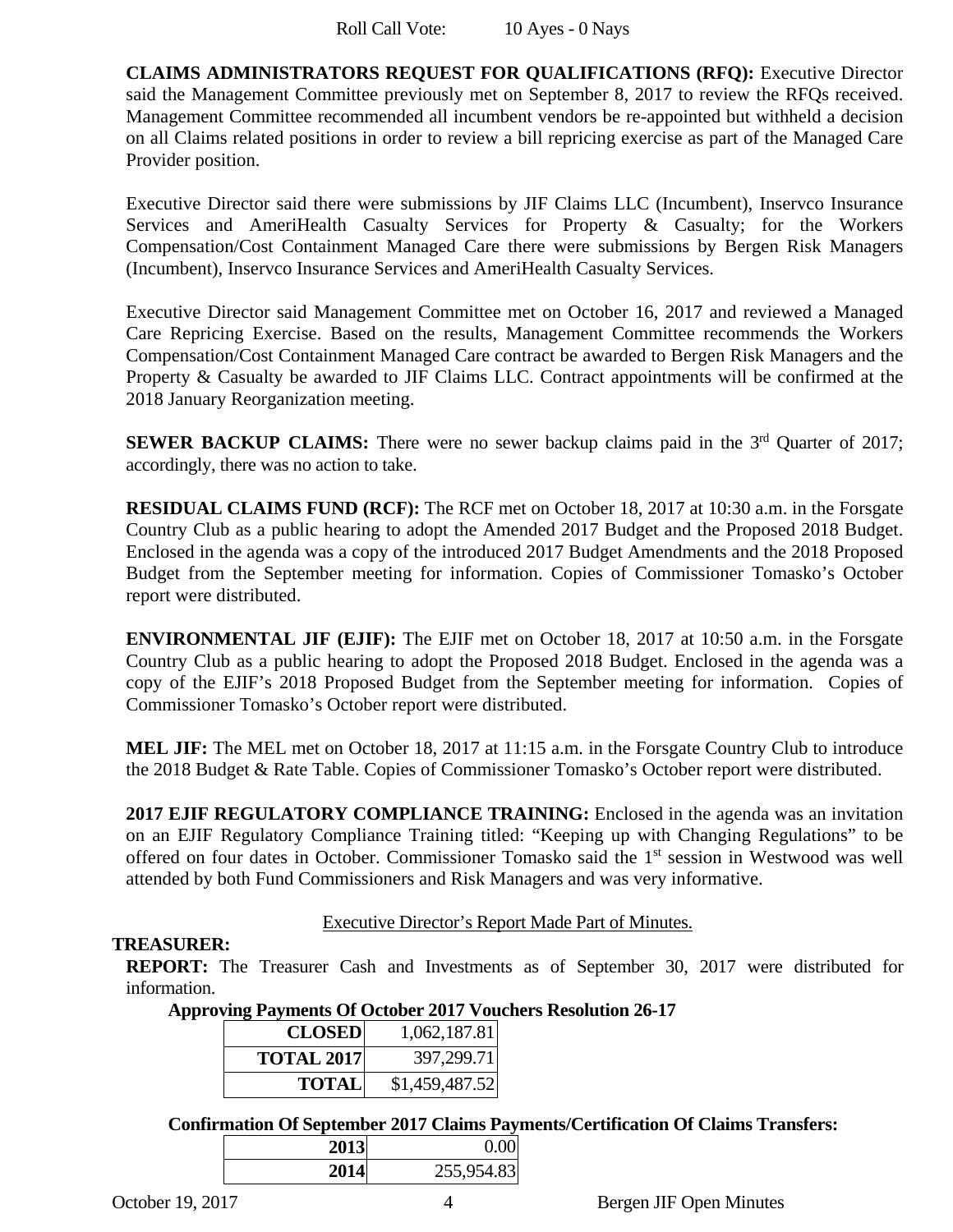Roll Call Vote: 10 Ayes - 0 Nays

**CLAIMS ADMINISTRATORS REQUEST FOR QUALIFICATIONS (RFQ):** Executive Director said the Management Committee previously met on September 8, 2017 to review the RFQs received. Management Committee recommended all incumbent vendors be re-appointed but withheld a decision on all Claims related positions in order to review a bill repricing exercise as part of the Managed Care Provider position.

Executive Director said there were submissions by JIF Claims LLC (Incumbent), Inservco Insurance Services and AmeriHealth Casualty Services for Property & Casualty; for the Workers Compensation/Cost Containment Managed Care there were submissions by Bergen Risk Managers (Incumbent), Inservco Insurance Services and AmeriHealth Casualty Services.

Executive Director said Management Committee met on October 16, 2017 and reviewed a Managed Care Repricing Exercise. Based on the results, Management Committee recommends the Workers Compensation/Cost Containment Managed Care contract be awarded to Bergen Risk Managers and the Property & Casualty be awarded to JIF Claims LLC. Contract appointments will be confirmed at the 2018 January Reorganization meeting.

**SEWER BACKUP CLAIMS:** There were no sewer backup claims paid in the 3rd Quarter of 2017; accordingly, there was no action to take.

**RESIDUAL CLAIMS FUND (RCF):** The RCF met on October 18, 2017 at 10:30 a.m. in the Forsgate Country Club as a public hearing to adopt the Amended 2017 Budget and the Proposed 2018 Budget. Enclosed in the agenda was a copy of the introduced 2017 Budget Amendments and the 2018 Proposed Budget from the September meeting for information. Copies of Commissioner Tomasko's October report were distributed.

**ENVIRONMENTAL JIF (EJIF):** The EJIF met on October 18, 2017 at 10:50 a.m. in the Forsgate Country Club as a public hearing to adopt the Proposed 2018 Budget. Enclosed in the agenda was a copy of the EJIF's 2018 Proposed Budget from the September meeting for information. Copies of Commissioner Tomasko's October report were distributed.

**MEL JIF:** The MEL met on October 18, 2017 at 11:15 a.m. in the Forsgate Country Club to introduce the 2018 Budget & Rate Table. Copies of Commissioner Tomasko's October report were distributed.

**2017 EJIF REGULATORY COMPLIANCE TRAINING:** Enclosed in the agenda was an invitation on an EJIF Regulatory Compliance Training titled: "Keeping up with Changing Regulations" to be offered on four dates in October. Commissioner Tomasko said the 1st session in Westwood was well attended by both Fund Commissioners and Risk Managers and was very informative.

Executive Director's Report Made Part of Minutes.

**TREASURER:**

**REPORT:** The Treasurer Cash and Investments as of September 30, 2017 were distributed for information.

**Approving Payments Of October 2017 Vouchers Resolution 26-17**

| | |
|---|---|
| **CLOSED** | 1,062,187.81 |
| **TOTAL 2017** | 397,299.71 |
| **TOTAL** | $1,459,487.52 |

**Confirmation Of September 2017 Claims Payments/Certification Of Claims Transfers:**

| | |
|---|---|
| **2013** | 0.00 |
| **2014** | 255,954.83 |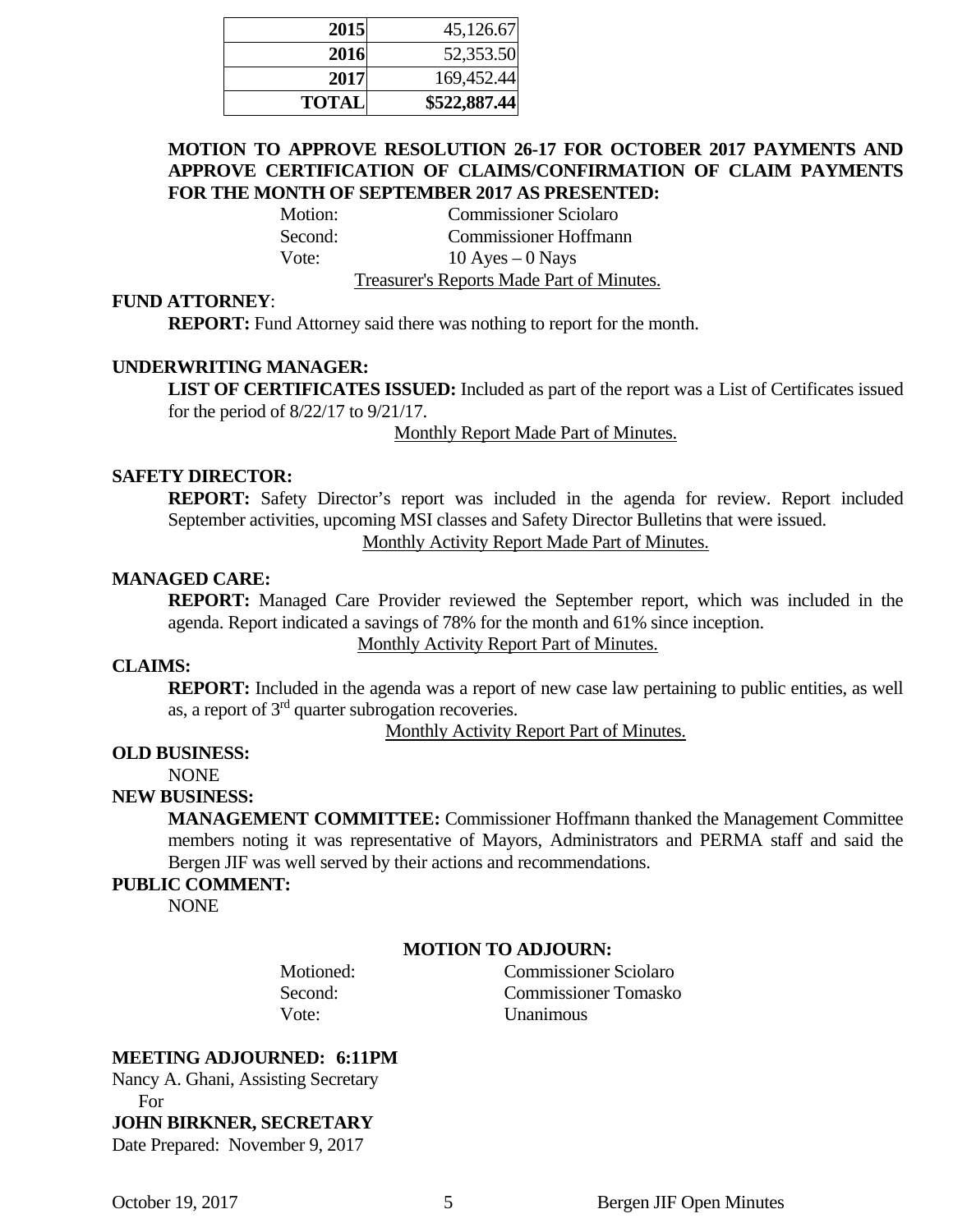| 2015 | 45,126.67 |
|---|---|
| 2016 | 52,353.50 |
| 2017 | 169,452.44 |
| **TOTAL** | **$522,887.44** |

**MOTION TO APPROVE RESOLUTION 26-17 FOR OCTOBER 2017 PAYMENTS AND APPROVE CERTIFICATION OF CLAIMS/CONFIRMATION OF CLAIM PAYMENTS FOR THE MONTH OF SEPTEMBER 2017 AS PRESENTED:**

Motion: Commissioner Sciolaro
Second: Commissioner Hoffmann
Vote: 10 Ayes – 0 Nays

Treasurer's Reports Made Part of Minutes.

**FUND ATTORNEY**:

**REPORT:** Fund Attorney said there was nothing to report for the month.

**UNDERWRITING MANAGER:**

**LIST OF CERTIFICATES ISSUED:** Included as part of the report was a List of Certificates issued for the period of 8/22/17 to 9/21/17.

Monthly Report Made Part of Minutes.

**SAFETY DIRECTOR:**

**REPORT:** Safety Director's report was included in the agenda for review. Report included September activities, upcoming MSI classes and Safety Director Bulletins that were issued.

Monthly Activity Report Made Part of Minutes.

**MANAGED CARE:**

**REPORT:** Managed Care Provider reviewed the September report, which was included in the agenda. Report indicated a savings of 78% for the month and 61% since inception.

Monthly Activity Report Part of Minutes.

**CLAIMS:**

**REPORT:** Included in the agenda was a report of new case law pertaining to public entities, as well as, a report of 3rd quarter subrogation recoveries.

Monthly Activity Report Part of Minutes.

**OLD BUSINESS:**

NONE

**NEW BUSINESS:**

**MANAGEMENT COMMITTEE:** Commissioner Hoffmann thanked the Management Committee members noting it was representative of Mayors, Administrators and PERMA staff and said the Bergen JIF was well served by their actions and recommendations.

**PUBLIC COMMENT:**

NONE

**MOTION TO ADJOURN:**

Motioned: Commissioner Sciolaro
Second: Commissioner Tomasko
Vote: Unanimous

**MEETING ADJOURNED: 6:11PM**

Nancy A. Ghani, Assisting Secretary
For
**JOHN BIRKNER, SECRETARY**
Date Prepared: November 9, 2017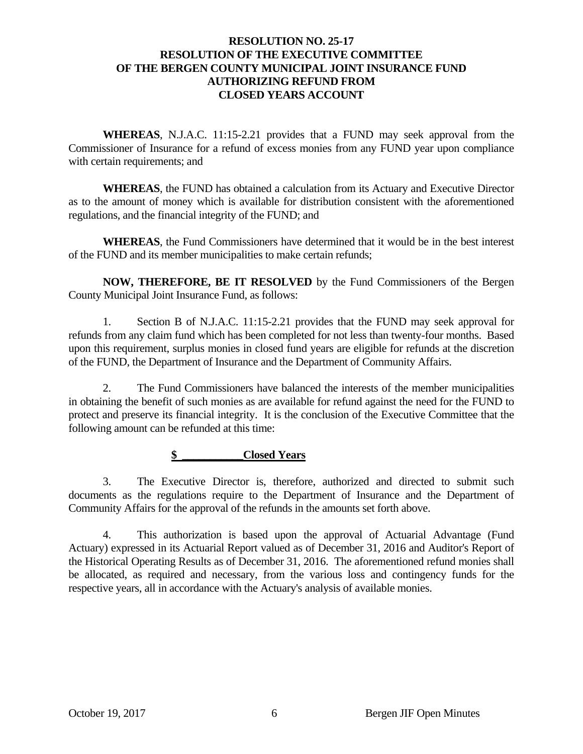**RESOLUTION NO. 25-17**
**RESOLUTION OF THE EXECUTIVE COMMITTEE**
**OF THE BERGEN COUNTY MUNICIPAL JOINT INSURANCE FUND**
**AUTHORIZING REFUND FROM**
**CLOSED YEARS ACCOUNT**

**WHEREAS**, N.J.A.C. 11:15-2.21 provides that a FUND may seek approval from the Commissioner of Insurance for a refund of excess monies from any FUND year upon compliance with certain requirements; and

**WHEREAS**, the FUND has obtained a calculation from its Actuary and Executive Director as to the amount of money which is available for distribution consistent with the aforementioned regulations, and the financial integrity of the FUND; and

**WHEREAS**, the Fund Commissioners have determined that it would be in the best interest of the FUND and its member municipalities to make certain refunds;

**NOW, THEREFORE, BE IT RESOLVED** by the Fund Commissioners of the Bergen County Municipal Joint Insurance Fund, as follows:

1. Section B of N.J.A.C. 11:15-2.21 provides that the FUND may seek approval for refunds from any claim fund which has been completed for not less than twenty-four months. Based upon this requirement, surplus monies in closed fund years are eligible for refunds at the discretion of the FUND, the Department of Insurance and the Department of Community Affairs.

2. The Fund Commissioners have balanced the interests of the member municipalities in obtaining the benefit of such monies as are available for refund against the need for the FUND to protect and preserve its financial integrity. It is the conclusion of the Executive Committee that the following amount can be refunded at this time:

**$ ___________Closed Years**

3. The Executive Director is, therefore, authorized and directed to submit such documents as the regulations require to the Department of Insurance and the Department of Community Affairs for the approval of the refunds in the amounts set forth above.

4. This authorization is based upon the approval of Actuarial Advantage (Fund Actuary) expressed in its Actuarial Report valued as of December 31, 2016 and Auditor's Report of the Historical Operating Results as of December 31, 2016. The aforementioned refund monies shall be allocated, as required and necessary, from the various loss and contingency funds for the respective years, all in accordance with the Actuary's analysis of available monies.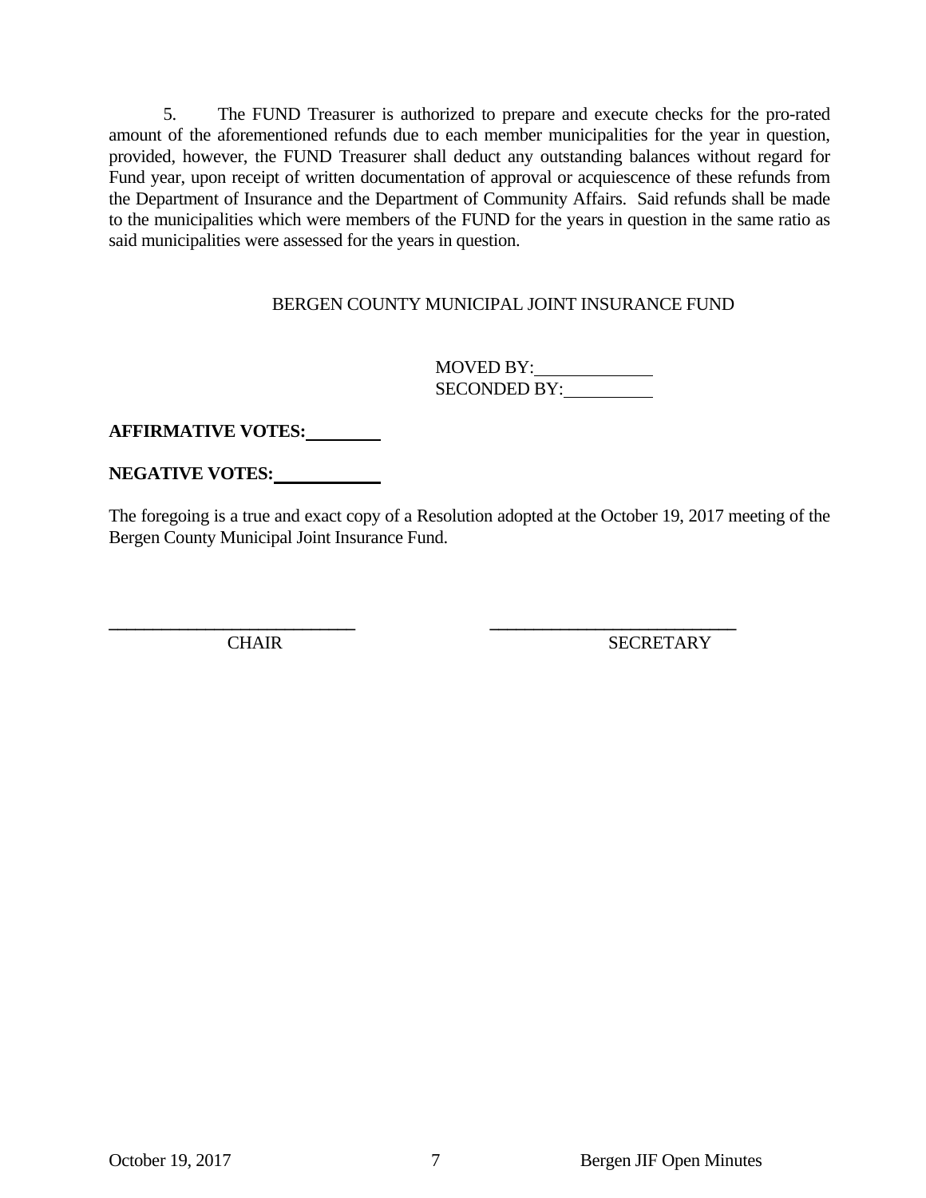5. The FUND Treasurer is authorized to prepare and execute checks for the pro-rated amount of the aforementioned refunds due to each member municipalities for the year in question, provided, however, the FUND Treasurer shall deduct any outstanding balances without regard for Fund year, upon receipt of written documentation of approval or acquiescence of these refunds from the Department of Insurance and the Department of Community Affairs. Said refunds shall be made to the municipalities which were members of the FUND for the years in question in the same ratio as said municipalities were assessed for the years in question.

BERGEN COUNTY MUNICIPAL JOINT INSURANCE FUND

MOVED BY:\_\_\_\_\_\_\_\_\_\_\_\_
SECONDED BY:\_\_\_\_\_\_\_\_\_\_

**AFFIRMATIVE VOTES:\_\_\_\_\_\_\_\_**

**NEGATIVE VOTES:\_\_\_\_\_\_\_\_\_\_\_**

The foregoing is a true and exact copy of a Resolution adopted at the October 19, 2017 meeting of the Bergen County Municipal Joint Insurance Fund.

\_\_\_\_\_\_\_\_\_\_\_\_\_\_\_\_\_\_\_\_\_\_\_\_\_\_\_\_ \_\_\_\_\_\_\_\_\_\_\_\_\_\_\_\_\_\_\_\_\_\_\_\_\_\_\_\_
CHAIR SECRETARY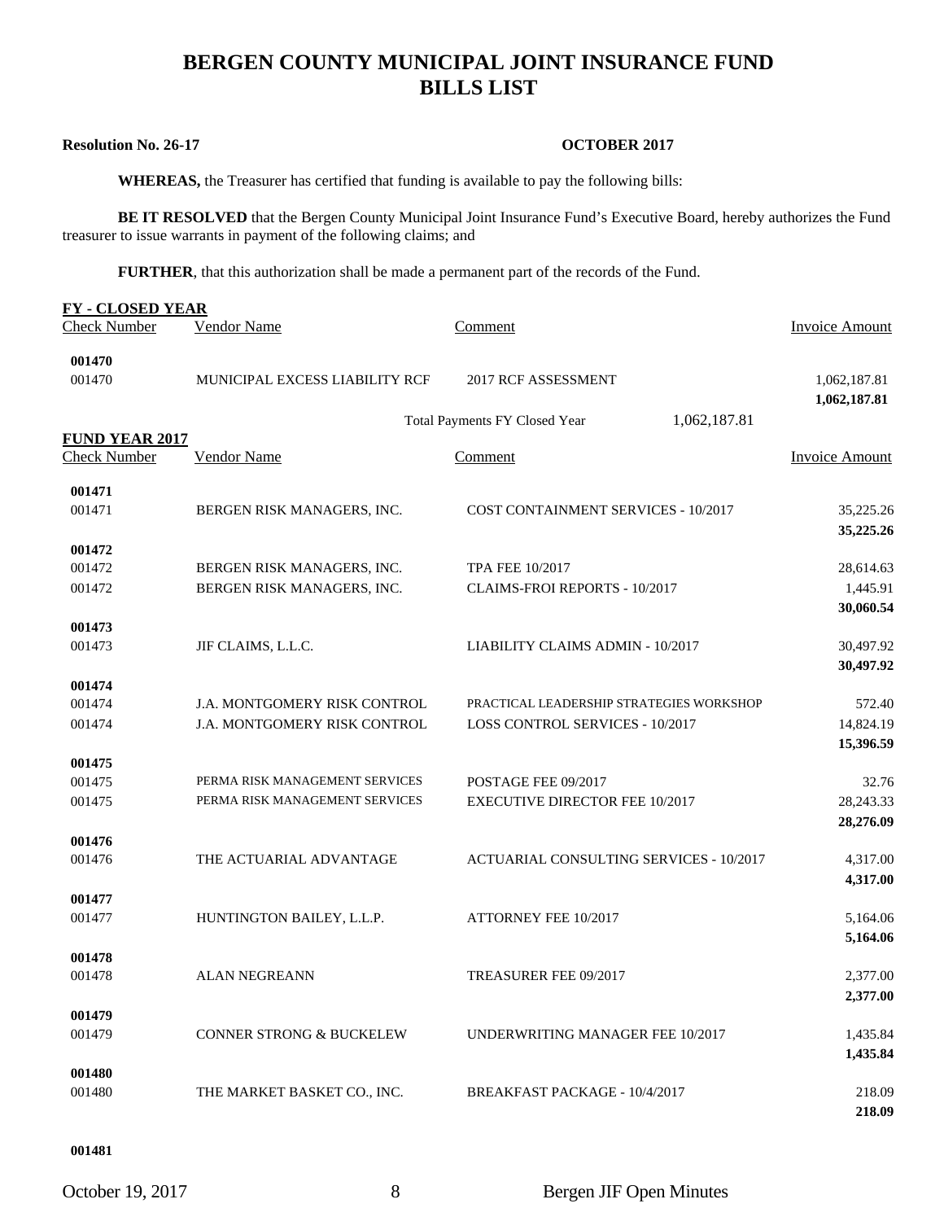# BERGEN COUNTY MUNICIPAL JOINT INSURANCE FUND
# BILLS LIST

**Resolution No. 26-17** **OCTOBER 2017**

**WHEREAS,** the Treasurer has certified that funding is available to pay the following bills:

**BE IT RESOLVED** that the Bergen County Municipal Joint Insurance Fund's Executive Board, hereby authorizes the Fund treasurer to issue warrants in payment of the following claims; and

**FURTHER**, that this authorization shall be made a permanent part of the records of the Fund.

**FY - CLOSED YEAR**

| Check Number | Vendor Name | Comment | Invoice Amount |
|---|---|---|---|
| **001470** | | | |
| 001470 | MUNICIPAL EXCESS LIABILITY RCF | 2017 RCF ASSESSMENT | 1,062,187.81 |
| | | | **1,062,187.81** |
| | | Total Payments FY Closed Year 1,062,187.81 | |

**FUND YEAR 2017**

| Check Number | Vendor Name | Comment | Invoice Amount |
|---|---|---|---|
| **001471** | | | |
| 001471 | BERGEN RISK MANAGERS, INC. | COST CONTAINMENT SERVICES - 10/2017 | 35,225.26 |
| | | | **35,225.26** |
| **001472** | | | |
| 001472 | BERGEN RISK MANAGERS, INC. | TPA FEE 10/2017 | 28,614.63 |
| 001472 | BERGEN RISK MANAGERS, INC. | CLAIMS-FROI REPORTS - 10/2017 | 1,445.91 |
| | | | **30,060.54** |
| **001473** | | | |
| 001473 | JIF CLAIMS, L.L.C. | LIABILITY CLAIMS ADMIN - 10/2017 | 30,497.92 |
| | | | **30,497.92** |
| **001474** | | | |
| 001474 | J.A. MONTGOMERY RISK CONTROL | PRACTICAL LEADERSHIP STRATEGIES WORKSHOP | 572.40 |
| 001474 | J.A. MONTGOMERY RISK CONTROL | LOSS CONTROL SERVICES - 10/2017 | 14,824.19 |
| | | | **15,396.59** |
| **001475** | | | |
| 001475 | PERMA RISK MANAGEMENT SERVICES | POSTAGE FEE 09/2017 | 32.76 |
| 001475 | PERMA RISK MANAGEMENT SERVICES | EXECUTIVE DIRECTOR FEE 10/2017 | 28,243.33 |
| | | | **28,276.09** |
| **001476** | | | |
| 001476 | THE ACTUARIAL ADVANTAGE | ACTUARIAL CONSULTING SERVICES - 10/2017 | 4,317.00 |
| | | | **4,317.00** |
| **001477** | | | |
| 001477 | HUNTINGTON BAILEY, L.L.P. | ATTORNEY FEE 10/2017 | 5,164.06 |
| | | | **5,164.06** |
| **001478** | | | |
| 001478 | ALAN NEGREANN | TREASURER FEE 09/2017 | 2,377.00 |
| | | | **2,377.00** |
| **001479** | | | |
| 001479 | CONNER STRONG & BUCKELEW | UNDERWRITING MANAGER FEE 10/2017 | 1,435.84 |
| | | | **1,435.84** |
| **001480** | | | |
| 001480 | THE MARKET BASKET CO., INC. | BREAKFAST PACKAGE - 10/4/2017 | 218.09 |
| | | | **218.09** |
| **001481** | | | |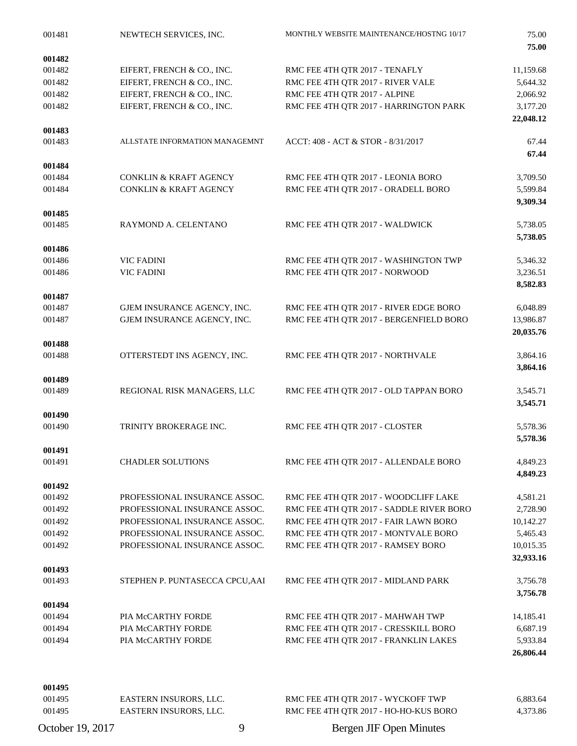| | | | |
|---|---|---|---|
| 001481 | NEWTECH SERVICES, INC. | MONTHLY WEBSITE MAINTENANCE/HOSTNG 10/17 | 75.00 |
| | | | **75.00** |
| **001482** | | | |
| 001482 | EIFERT, FRENCH & CO., INC. | RMC FEE 4TH QTR 2017 - TENAFLY | 11,159.68 |
| 001482 | EIFERT, FRENCH & CO., INC. | RMC FEE 4TH QTR 2017 - RIVER VALE | 5,644.32 |
| 001482 | EIFERT, FRENCH & CO., INC. | RMC FEE 4TH QTR 2017 - ALPINE | 2,066.92 |
| 001482 | EIFERT, FRENCH & CO., INC. | RMC FEE 4TH QTR 2017 - HARRINGTON PARK | 3,177.20 |
| | | | **22,048.12** |
| **001483** | | | |
| 001483 | ALLSTATE INFORMATION MANAGEMNT | ACCT: 408 - ACT & STOR - 8/31/2017 | 67.44 |
| | | | **67.44** |
| **001484** | | | |
| 001484 | CONKLIN & KRAFT AGENCY | RMC FEE 4TH QTR 2017 - LEONIA BORO | 3,709.50 |
| 001484 | CONKLIN & KRAFT AGENCY | RMC FEE 4TH QTR 2017 - ORADELL BORO | 5,599.84 |
| | | | **9,309.34** |
| **001485** | | | |
| 001485 | RAYMOND A. CELENTANO | RMC FEE 4TH QTR 2017 - WALDWICK | 5,738.05 |
| | | | **5,738.05** |
| **001486** | | | |
| 001486 | VIC FADINI | RMC FEE 4TH QTR 2017 - WASHINGTON TWP | 5,346.32 |
| 001486 | VIC FADINI | RMC FEE 4TH QTR 2017 - NORWOOD | 3,236.51 |
| | | | **8,582.83** |
| **001487** | | | |
| 001487 | GJEM INSURANCE AGENCY, INC. | RMC FEE 4TH QTR 2017 - RIVER EDGE BORO | 6,048.89 |
| 001487 | GJEM INSURANCE AGENCY, INC. | RMC FEE 4TH QTR 2017 - BERGENFIELD BORO | 13,986.87 |
| | | | **20,035.76** |
| **001488** | | | |
| 001488 | OTTERSTEDT INS AGENCY, INC. | RMC FEE 4TH QTR 2017 - NORTHVALE | 3,864.16 |
| | | | **3,864.16** |
| **001489** | | | |
| 001489 | REGIONAL RISK MANAGERS, LLC | RMC FEE 4TH QTR 2017 - OLD TAPPAN BORO | 3,545.71 |
| | | | **3,545.71** |
| **001490** | | | |
| 001490 | TRINITY BROKERAGE INC. | RMC FEE 4TH QTR 2017 - CLOSTER | 5,578.36 |
| | | | **5,578.36** |
| **001491** | | | |
| 001491 | CHADLER SOLUTIONS | RMC FEE 4TH QTR 2017 - ALLENDALE BORO | 4,849.23 |
| | | | **4,849.23** |
| **001492** | | | |
| 001492 | PROFESSIONAL INSURANCE ASSOC. | RMC FEE 4TH QTR 2017 - WOODCLIFF LAKE | 4,581.21 |
| 001492 | PROFESSIONAL INSURANCE ASSOC. | RMC FEE 4TH QTR 2017 - SADDLE RIVER BORO | 2,728.90 |
| 001492 | PROFESSIONAL INSURANCE ASSOC. | RMC FEE 4TH QTR 2017 - FAIR LAWN BORO | 10,142.27 |
| 001492 | PROFESSIONAL INSURANCE ASSOC. | RMC FEE 4TH QTR 2017 - MONTVALE BORO | 5,465.43 |
| 001492 | PROFESSIONAL INSURANCE ASSOC. | RMC FEE 4TH QTR 2017 - RAMSEY BORO | 10,015.35 |
| | | | **32,933.16** |
| **001493** | | | |
| 001493 | STEPHEN P. PUNTASECCA CPCU,AAI | RMC FEE 4TH QTR 2017 - MIDLAND PARK | 3,756.78 |
| | | | **3,756.78** |
| **001494** | | | |
| 001494 | PIA McCARTHY FORDE | RMC FEE 4TH QTR 2017 - MAHWAH TWP | 14,185.41 |
| 001494 | PIA McCARTHY FORDE | RMC FEE 4TH QTR 2017 - CRESSKILL BORO | 6,687.19 |
| 001494 | PIA McCARTHY FORDE | RMC FEE 4TH QTR 2017 - FRANKLIN LAKES | 5,933.84 |
| | | | **26,806.44** |
| **001495** | | | |
| 001495 | EASTERN INSURORS, LLC. | RMC FEE 4TH QTR 2017 - WYCKOFF TWP | 6,883.64 |
| 001495 | EASTERN INSURORS, LLC. | RMC FEE 4TH QTR 2017 - HO-HO-KUS BORO | 4,373.86 |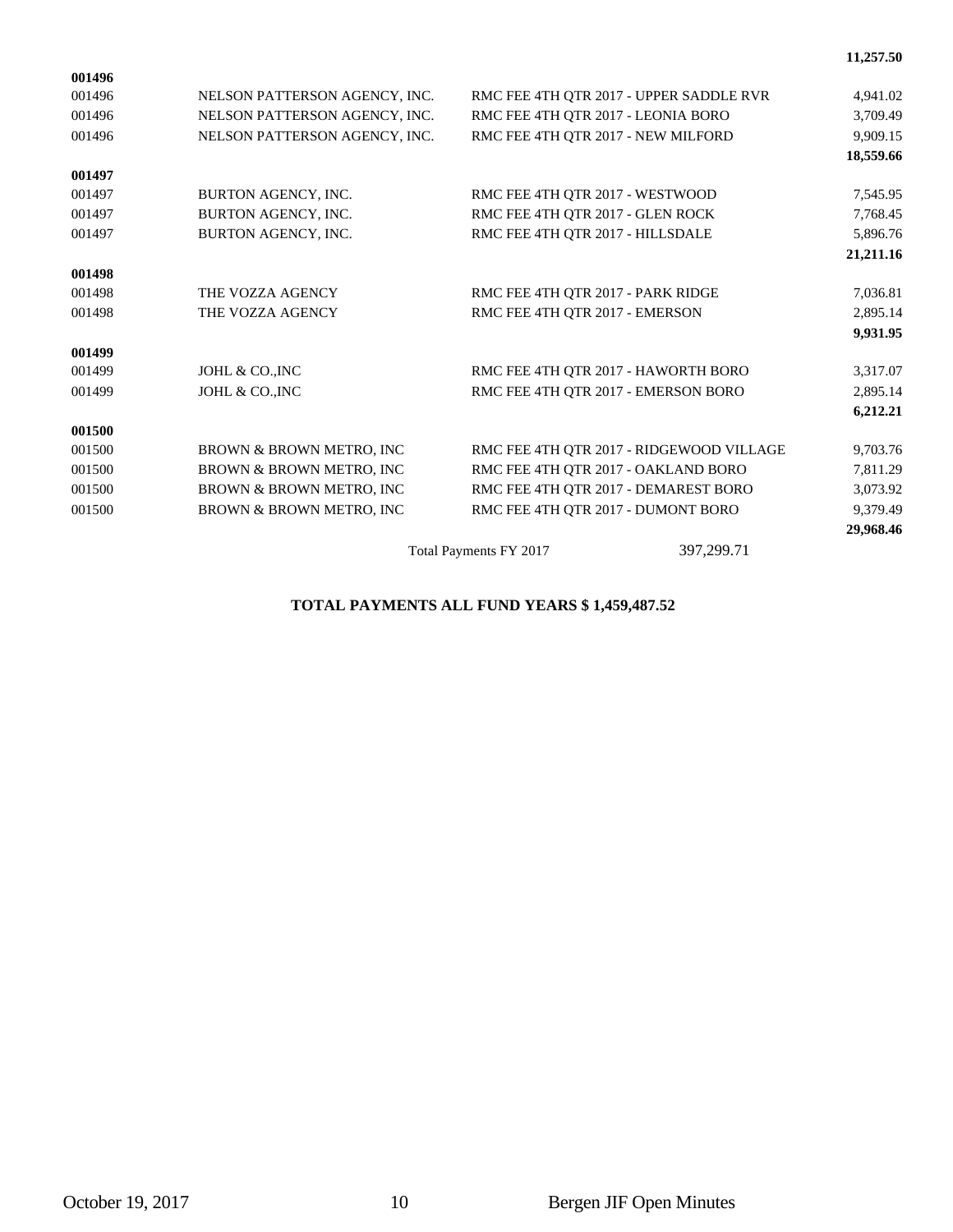| | | | |
|---|---|---|---|
| | | | **11,257.50** |
| **001496** | | | |
| 001496 | NELSON PATTERSON AGENCY, INC. | RMC FEE 4TH QTR 2017 - UPPER SADDLE RVR | 4,941.02 |
| 001496 | NELSON PATTERSON AGENCY, INC. | RMC FEE 4TH QTR 2017 - LEONIA BORO | 3,709.49 |
| 001496 | NELSON PATTERSON AGENCY, INC. | RMC FEE 4TH QTR 2017 - NEW MILFORD | 9,909.15 |
| | | | **18,559.66** |
| **001497** | | | |
| 001497 | BURTON AGENCY, INC. | RMC FEE 4TH QTR 2017 - WESTWOOD | 7,545.95 |
| 001497 | BURTON AGENCY, INC. | RMC FEE 4TH QTR 2017 - GLEN ROCK | 7,768.45 |
| 001497 | BURTON AGENCY, INC. | RMC FEE 4TH QTR 2017 - HILLSDALE | 5,896.76 |
| | | | **21,211.16** |
| **001498** | | | |
| 001498 | THE VOZZA AGENCY | RMC FEE 4TH QTR 2017 - PARK RIDGE | 7,036.81 |
| 001498 | THE VOZZA AGENCY | RMC FEE 4TH QTR 2017 - EMERSON | 2,895.14 |
| | | | **9,931.95** |
| **001499** | | | |
| 001499 | JOHL & CO.,INC | RMC FEE 4TH QTR 2017 - HAWORTH BORO | 3,317.07 |
| 001499 | JOHL & CO.,INC | RMC FEE 4TH QTR 2017 - EMERSON BORO | 2,895.14 |
| | | | **6,212.21** |
| **001500** | | | |
| 001500 | BROWN & BROWN METRO, INC | RMC FEE 4TH QTR 2017 - RIDGEWOOD VILLAGE | 9,703.76 |
| 001500 | BROWN & BROWN METRO, INC | RMC FEE 4TH QTR 2017 - OAKLAND BORO | 7,811.29 |
| 001500 | BROWN & BROWN METRO, INC | RMC FEE 4TH QTR 2017 - DEMAREST BORO | 3,073.92 |
| 001500 | BROWN & BROWN METRO, INC | RMC FEE 4TH QTR 2017 - DUMONT BORO | 9,379.49 |
| | | | **29,968.46** |
| | | Total Payments FY 2017 397,299.71 | |

**TOTAL PAYMENTS ALL FUND YEARS $ 1,459,487.52**